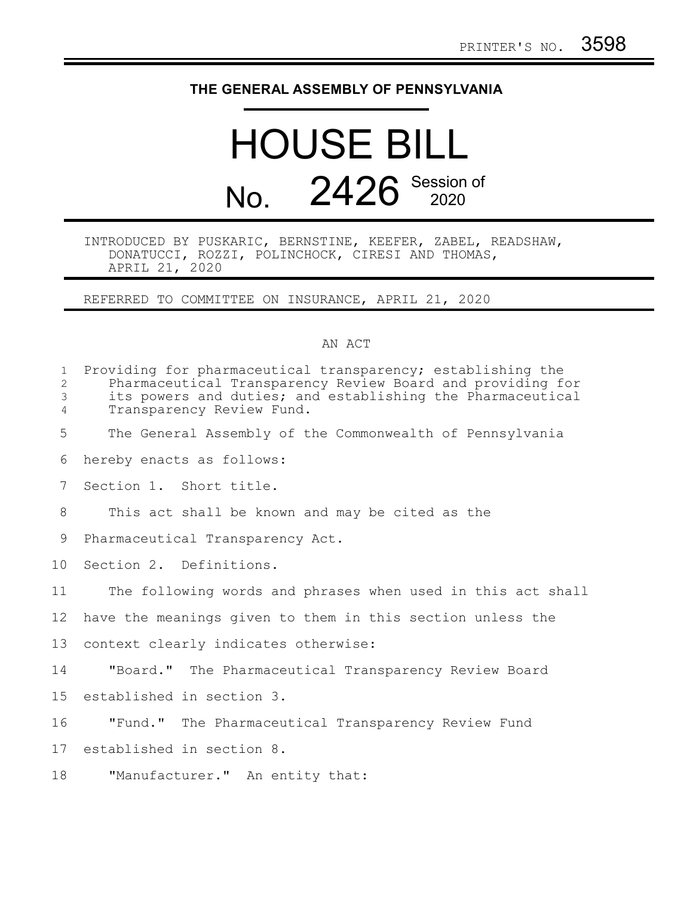PRINTER'S NO. 3598

**THE GENERAL ASSEMBLY OF PENNSYLVANIA**

# HOUSE BILL No. 2426 Session of 2020

INTRODUCED BY PUSKARIC, BERNSTINE, KEEFER, ZABEL, READSHAW, DONATUCCI, ROZZI, POLINCHOCK, CIRESI AND THOMAS, APRIL 21, 2020

REFERRED TO COMMITTEE ON INSURANCE, APRIL 21, 2020

AN ACT

Providing for pharmaceutical transparency; establishing the Pharmaceutical Transparency Review Board and providing for its powers and duties; and establishing the Pharmaceutical Transparency Review Fund.

The General Assembly of the Commonwealth of Pennsylvania hereby enacts as follows:

Section 1. Short title.

This act shall be known and may be cited as the Pharmaceutical Transparency Act.

Section 2. Definitions.

The following words and phrases when used in this act shall have the meanings given to them in this section unless the context clearly indicates otherwise:

"Board." The Pharmaceutical Transparency Review Board established in section 3.

"Fund." The Pharmaceutical Transparency Review Fund established in section 8.

"Manufacturer." An entity that: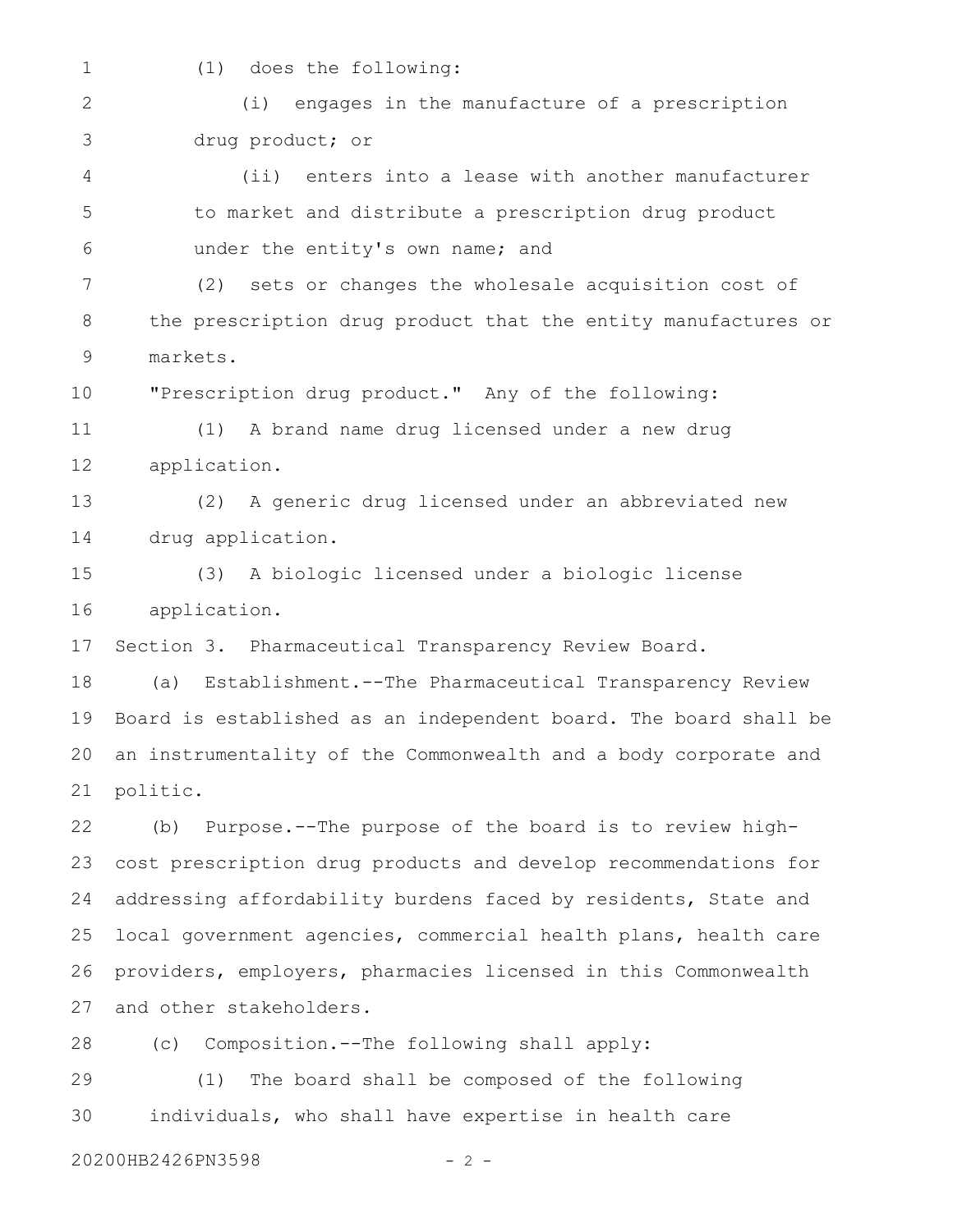(1) does the following:

(i) engages in the manufacture of a prescription drug product; or

(ii) enters into a lease with another manufacturer to market and distribute a prescription drug product under the entity's own name; and

(2) sets or changes the wholesale acquisition cost of the prescription drug product that the entity manufactures or markets.

"Prescription drug product." Any of the following:

(1) A brand name drug licensed under a new drug application.

(2) A generic drug licensed under an abbreviated new drug application.

(3) A biologic licensed under a biologic license application.

Section 3. Pharmaceutical Transparency Review Board.

(a) Establishment.--The Pharmaceutical Transparency Review Board is established as an independent board. The board shall be an instrumentality of the Commonwealth and a body corporate and politic.

(b) Purpose.--The purpose of the board is to review high-cost prescription drug products and develop recommendations for addressing affordability burdens faced by residents, State and local government agencies, commercial health plans, health care providers, employers, pharmacies licensed in this Commonwealth and other stakeholders.

(c) Composition.--The following shall apply:

(1) The board shall be composed of the following individuals, who shall have expertise in health care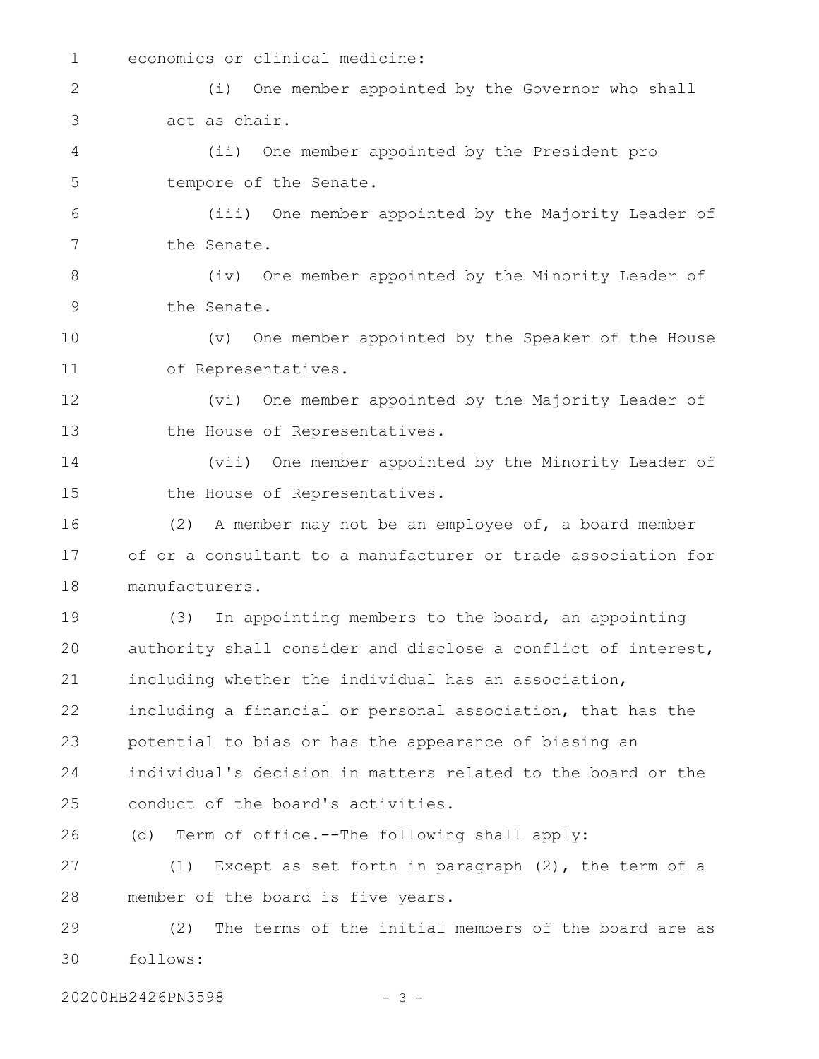economics or clinical medicine:

(i) One member appointed by the Governor who shall act as chair.

(ii) One member appointed by the President pro tempore of the Senate.

(iii) One member appointed by the Majority Leader of the Senate.

(iv) One member appointed by the Minority Leader of the Senate.

(v) One member appointed by the Speaker of the House of Representatives.

(vi) One member appointed by the Majority Leader of the House of Representatives.

(vii) One member appointed by the Minority Leader of the House of Representatives.

(2) A member may not be an employee of, a board member of or a consultant to a manufacturer or trade association for manufacturers.

(3) In appointing members to the board, an appointing authority shall consider and disclose a conflict of interest, including whether the individual has an association, including a financial or personal association, that has the potential to bias or has the appearance of biasing an individual's decision in matters related to the board or the conduct of the board's activities.

(d) Term of office.--The following shall apply:

(1) Except as set forth in paragraph (2), the term of a member of the board is five years.

(2) The terms of the initial members of the board are as follows: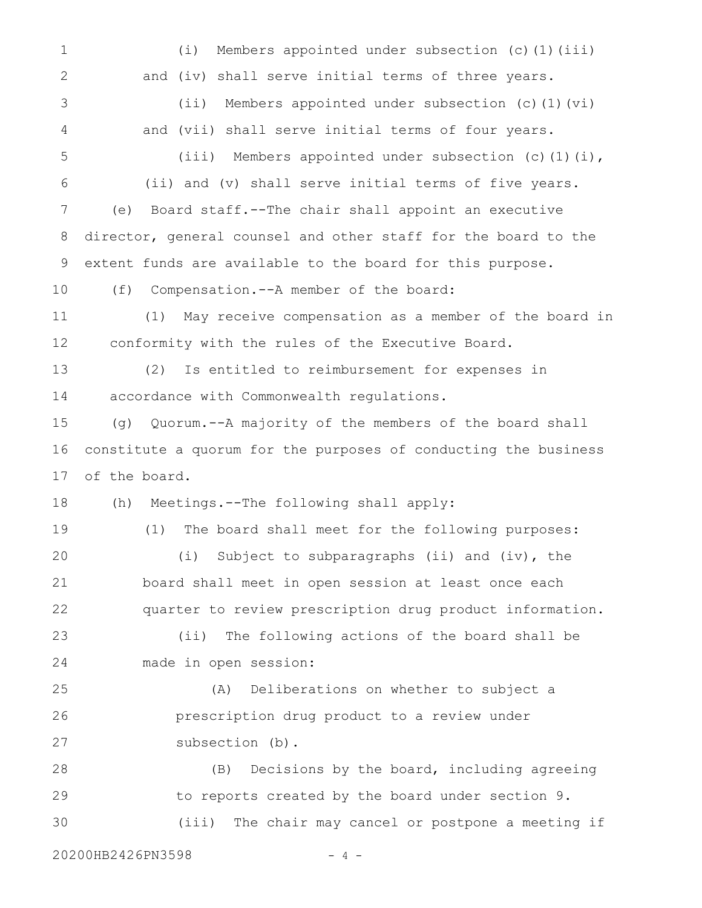(i) Members appointed under subsection (c)(1)(iii) and (iv) shall serve initial terms of three years.

(ii) Members appointed under subsection (c)(1)(vi) and (vii) shall serve initial terms of four years.

(iii) Members appointed under subsection (c)(1)(i), (ii) and (v) shall serve initial terms of five years.

(e) Board staff.--The chair shall appoint an executive director, general counsel and other staff for the board to the extent funds are available to the board for this purpose.

(f) Compensation.--A member of the board:

(1) May receive compensation as a member of the board in conformity with the rules of the Executive Board.

(2) Is entitled to reimbursement for expenses in accordance with Commonwealth regulations.

(g) Quorum.--A majority of the members of the board shall constitute a quorum for the purposes of conducting the business of the board.

(h) Meetings.--The following shall apply:

(1) The board shall meet for the following purposes:

(i) Subject to subparagraphs (ii) and (iv), the board shall meet in open session at least once each quarter to review prescription drug product information.

(ii) The following actions of the board shall be made in open session:

(A) Deliberations on whether to subject a prescription drug product to a review under subsection (b).

(B) Decisions by the board, including agreeing to reports created by the board under section 9.

(iii) The chair may cancel or postpone a meeting if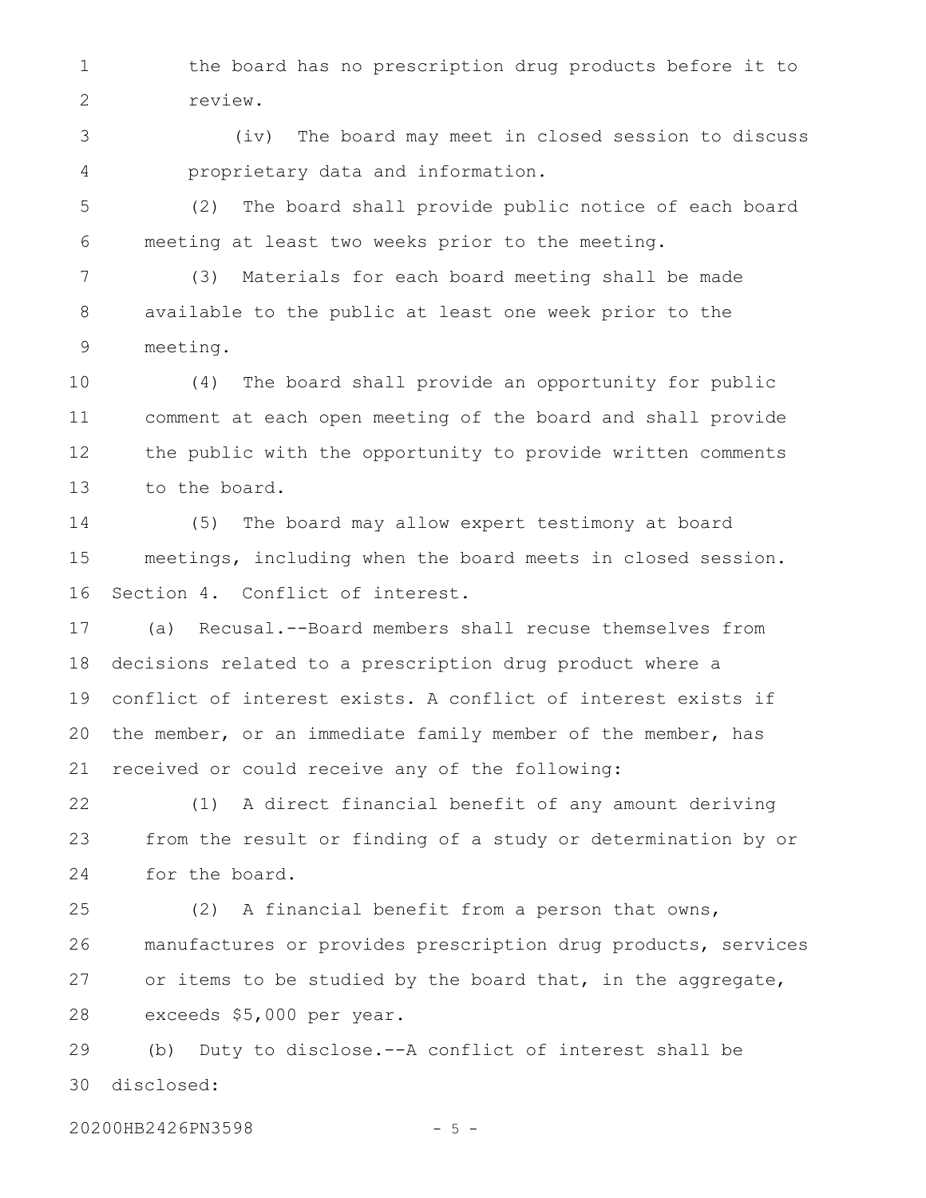the board has no prescription drug products before it to review.

(iv) The board may meet in closed session to discuss proprietary data and information.

(2) The board shall provide public notice of each board meeting at least two weeks prior to the meeting.

(3) Materials for each board meeting shall be made available to the public at least one week prior to the meeting.

(4) The board shall provide an opportunity for public comment at each open meeting of the board and shall provide the public with the opportunity to provide written comments to the board.

(5) The board may allow expert testimony at board meetings, including when the board meets in closed session.

Section 4. Conflict of interest.

(a) Recusal.--Board members shall recuse themselves from decisions related to a prescription drug product where a conflict of interest exists. A conflict of interest exists if the member, or an immediate family member of the member, has received or could receive any of the following:

(1) A direct financial benefit of any amount deriving from the result or finding of a study or determination by or for the board.

(2) A financial benefit from a person that owns, manufactures or provides prescription drug products, services or items to be studied by the board that, in the aggregate, exceeds $5,000 per year.

(b) Duty to disclose.--A conflict of interest shall be disclosed: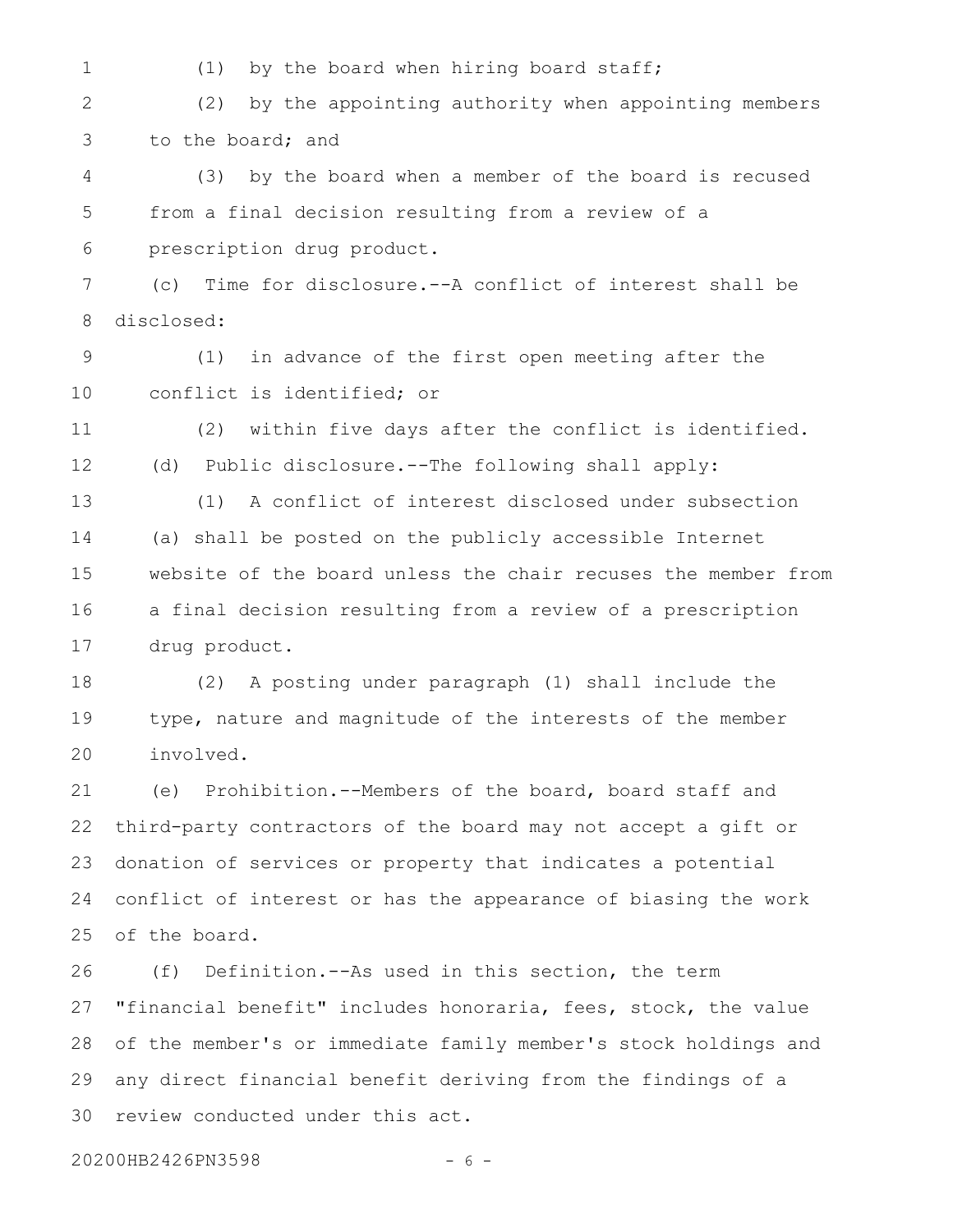(1) by the board when hiring board staff;

(2) by the appointing authority when appointing members to the board; and

(3) by the board when a member of the board is recused from a final decision resulting from a review of a prescription drug product.

(c) Time for disclosure.--A conflict of interest shall be disclosed:

(1) in advance of the first open meeting after the conflict is identified; or

(2) within five days after the conflict is identified.

(d) Public disclosure.--The following shall apply:

(1) A conflict of interest disclosed under subsection (a) shall be posted on the publicly accessible Internet website of the board unless the chair recuses the member from a final decision resulting from a review of a prescription drug product.

(2) A posting under paragraph (1) shall include the type, nature and magnitude of the interests of the member involved.

(e) Prohibition.--Members of the board, board staff and third-party contractors of the board may not accept a gift or donation of services or property that indicates a potential conflict of interest or has the appearance of biasing the work of the board.

(f) Definition.--As used in this section, the term "financial benefit" includes honoraria, fees, stock, the value of the member's or immediate family member's stock holdings and any direct financial benefit deriving from the findings of a review conducted under this act.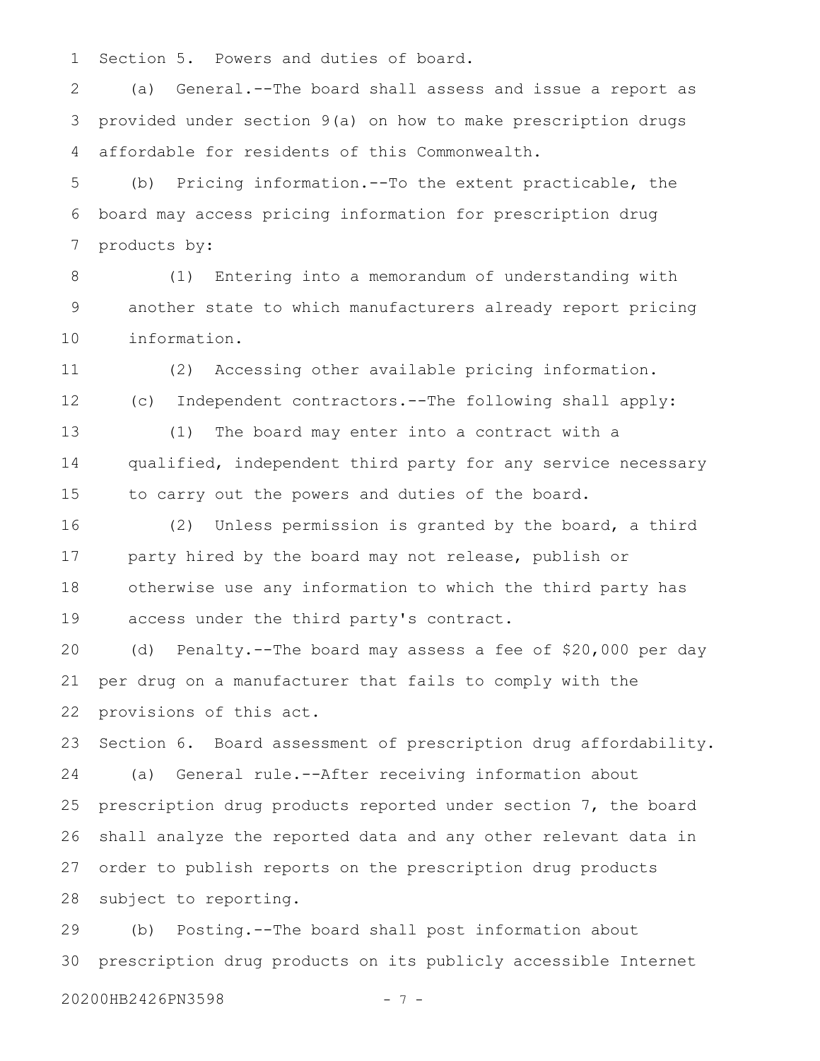Section 5. Powers and duties of board.

(a) General.--The board shall assess and issue a report as provided under section 9(a) on how to make prescription drugs affordable for residents of this Commonwealth.

(b) Pricing information.--To the extent practicable, the board may access pricing information for prescription drug products by:

(1) Entering into a memorandum of understanding with another state to which manufacturers already report pricing information.

(2) Accessing other available pricing information.

(c) Independent contractors.--The following shall apply:

(1) The board may enter into a contract with a qualified, independent third party for any service necessary to carry out the powers and duties of the board.

(2) Unless permission is granted by the board, a third party hired by the board may not release, publish or otherwise use any information to which the third party has access under the third party's contract.

(d) Penalty.--The board may assess a fee of $20,000 per day per drug on a manufacturer that fails to comply with the provisions of this act.

Section 6. Board assessment of prescription drug affordability.

(a) General rule.--After receiving information about prescription drug products reported under section 7, the board shall analyze the reported data and any other relevant data in order to publish reports on the prescription drug products subject to reporting.

(b) Posting.--The board shall post information about prescription drug products on its publicly accessible Internet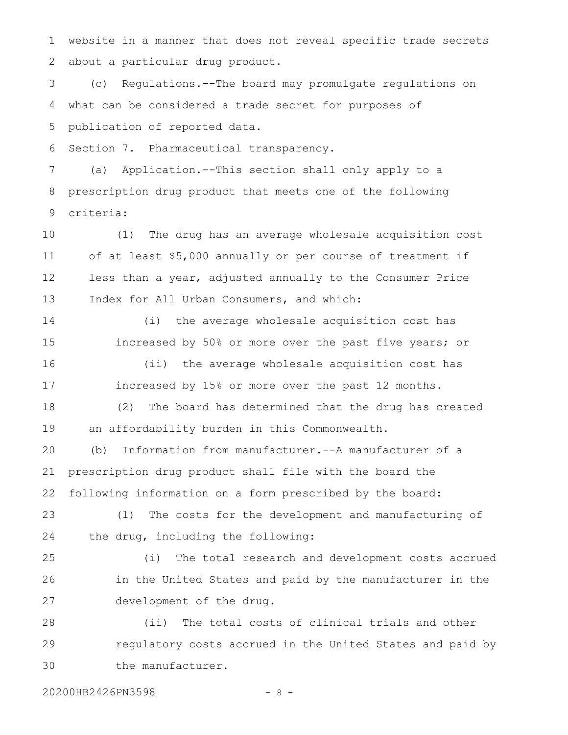website in a manner that does not reveal specific trade secrets about a particular drug product.

(c) Regulations.--The board may promulgate regulations on what can be considered a trade secret for purposes of publication of reported data.

Section 7. Pharmaceutical transparency.

(a) Application.--This section shall only apply to a prescription drug product that meets one of the following criteria:

(1) The drug has an average wholesale acquisition cost of at least $5,000 annually or per course of treatment if less than a year, adjusted annually to the Consumer Price Index for All Urban Consumers, and which:

(i) the average wholesale acquisition cost has increased by 50% or more over the past five years; or

(ii) the average wholesale acquisition cost has increased by 15% or more over the past 12 months.

(2) The board has determined that the drug has created an affordability burden in this Commonwealth.

(b) Information from manufacturer.--A manufacturer of a prescription drug product shall file with the board the following information on a form prescribed by the board:

(1) The costs for the development and manufacturing of the drug, including the following:

(i) The total research and development costs accrued in the United States and paid by the manufacturer in the development of the drug.

(ii) The total costs of clinical trials and other regulatory costs accrued in the United States and paid by the manufacturer.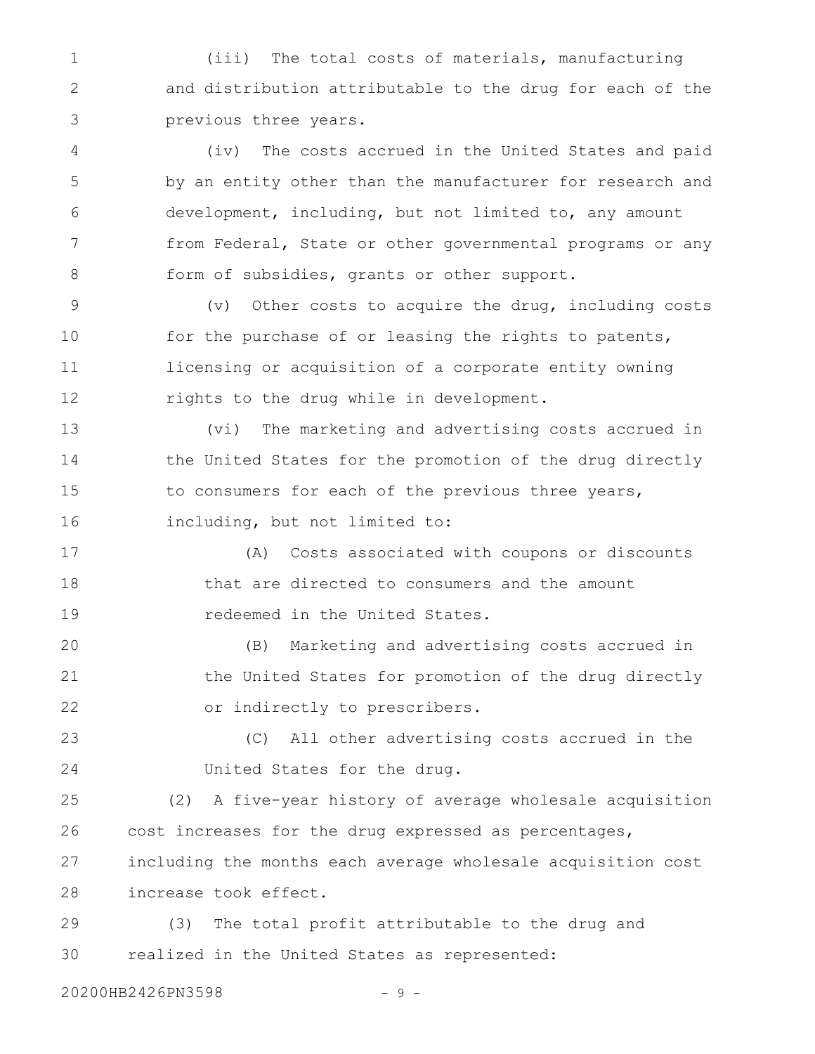(iii) The total costs of materials, manufacturing and distribution attributable to the drug for each of the previous three years.

(iv) The costs accrued in the United States and paid by an entity other than the manufacturer for research and development, including, but not limited to, any amount from Federal, State or other governmental programs or any form of subsidies, grants or other support.

(v) Other costs to acquire the drug, including costs for the purchase of or leasing the rights to patents, licensing or acquisition of a corporate entity owning rights to the drug while in development.

(vi) The marketing and advertising costs accrued in the United States for the promotion of the drug directly to consumers for each of the previous three years, including, but not limited to:

(A) Costs associated with coupons or discounts that are directed to consumers and the amount redeemed in the United States.

(B) Marketing and advertising costs accrued in the United States for promotion of the drug directly or indirectly to prescribers.

(C) All other advertising costs accrued in the United States for the drug.

(2) A five-year history of average wholesale acquisition cost increases for the drug expressed as percentages, including the months each average wholesale acquisition cost increase took effect.

(3) The total profit attributable to the drug and realized in the United States as represented: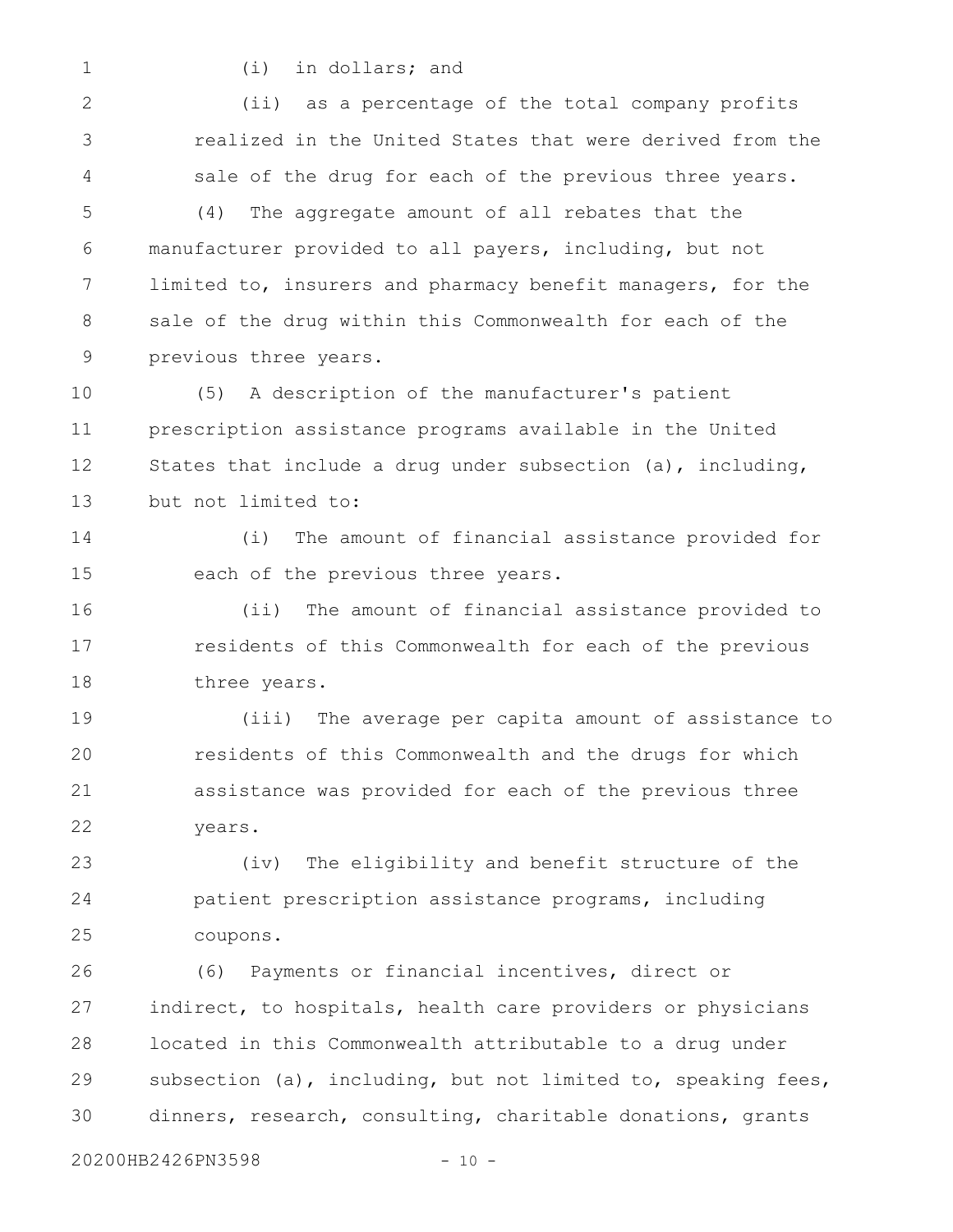(i) in dollars; and

(ii) as a percentage of the total company profits realized in the United States that were derived from the sale of the drug for each of the previous three years.

(4) The aggregate amount of all rebates that the manufacturer provided to all payers, including, but not limited to, insurers and pharmacy benefit managers, for the sale of the drug within this Commonwealth for each of the previous three years.

(5) A description of the manufacturer's patient prescription assistance programs available in the United States that include a drug under subsection (a), including, but not limited to:

(i) The amount of financial assistance provided for each of the previous three years.

(ii) The amount of financial assistance provided to residents of this Commonwealth for each of the previous three years.

(iii) The average per capita amount of assistance to residents of this Commonwealth and the drugs for which assistance was provided for each of the previous three years.

(iv) The eligibility and benefit structure of the patient prescription assistance programs, including coupons.

(6) Payments or financial incentives, direct or indirect, to hospitals, health care providers or physicians located in this Commonwealth attributable to a drug under subsection (a), including, but not limited to, speaking fees, dinners, research, consulting, charitable donations, grants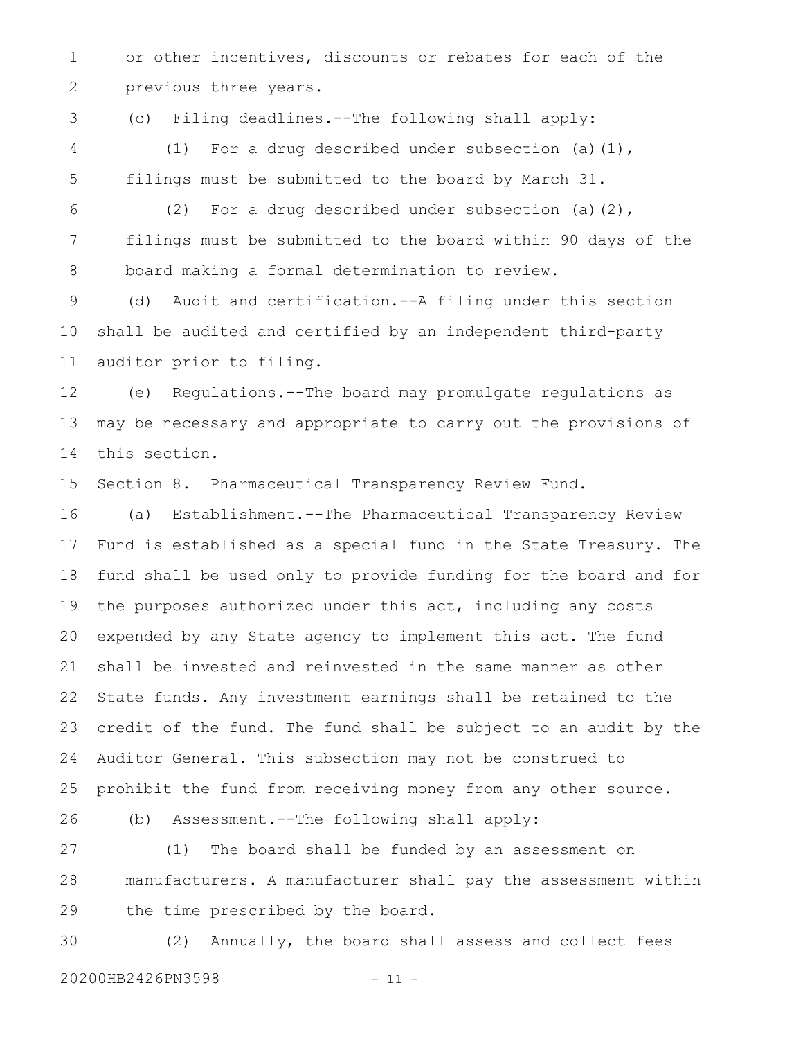or other incentives, discounts or rebates for each of the previous three years.

(c) Filing deadlines.--The following shall apply:

(1) For a drug described under subsection (a)(1), filings must be submitted to the board by March 31.

(2) For a drug described under subsection (a)(2), filings must be submitted to the board within 90 days of the board making a formal determination to review.

(d) Audit and certification.--A filing under this section shall be audited and certified by an independent third-party auditor prior to filing.

(e) Regulations.--The board may promulgate regulations as may be necessary and appropriate to carry out the provisions of this section.

Section 8. Pharmaceutical Transparency Review Fund.

(a) Establishment.--The Pharmaceutical Transparency Review Fund is established as a special fund in the State Treasury. The fund shall be used only to provide funding for the board and for the purposes authorized under this act, including any costs expended by any State agency to implement this act. The fund shall be invested and reinvested in the same manner as other State funds. Any investment earnings shall be retained to the credit of the fund. The fund shall be subject to an audit by the Auditor General. This subsection may not be construed to prohibit the fund from receiving money from any other source.

(b) Assessment.--The following shall apply:

(1) The board shall be funded by an assessment on manufacturers. A manufacturer shall pay the assessment within the time prescribed by the board.

(2) Annually, the board shall assess and collect fees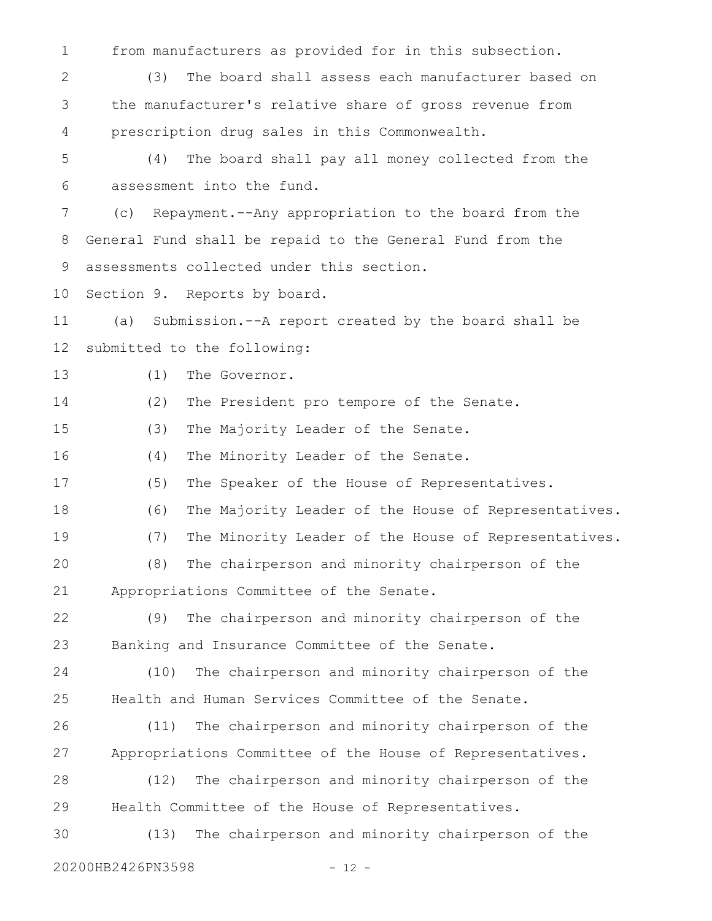from manufacturers as provided for in this subsection.

(3) The board shall assess each manufacturer based on the manufacturer's relative share of gross revenue from prescription drug sales in this Commonwealth.

(4) The board shall pay all money collected from the assessment into the fund.

(c) Repayment.--Any appropriation to the board from the General Fund shall be repaid to the General Fund from the assessments collected under this section.

Section 9. Reports by board.

(a) Submission.--A report created by the board shall be submitted to the following:

(1) The Governor.

(2) The President pro tempore of the Senate.

(3) The Majority Leader of the Senate.

(4) The Minority Leader of the Senate.

(5) The Speaker of the House of Representatives.

(6) The Majority Leader of the House of Representatives.

(7) The Minority Leader of the House of Representatives.

(8) The chairperson and minority chairperson of the Appropriations Committee of the Senate.

(9) The chairperson and minority chairperson of the Banking and Insurance Committee of the Senate.

(10) The chairperson and minority chairperson of the Health and Human Services Committee of the Senate.

(11) The chairperson and minority chairperson of the Appropriations Committee of the House of Representatives.

(12) The chairperson and minority chairperson of the Health Committee of the House of Representatives.

(13) The chairperson and minority chairperson of the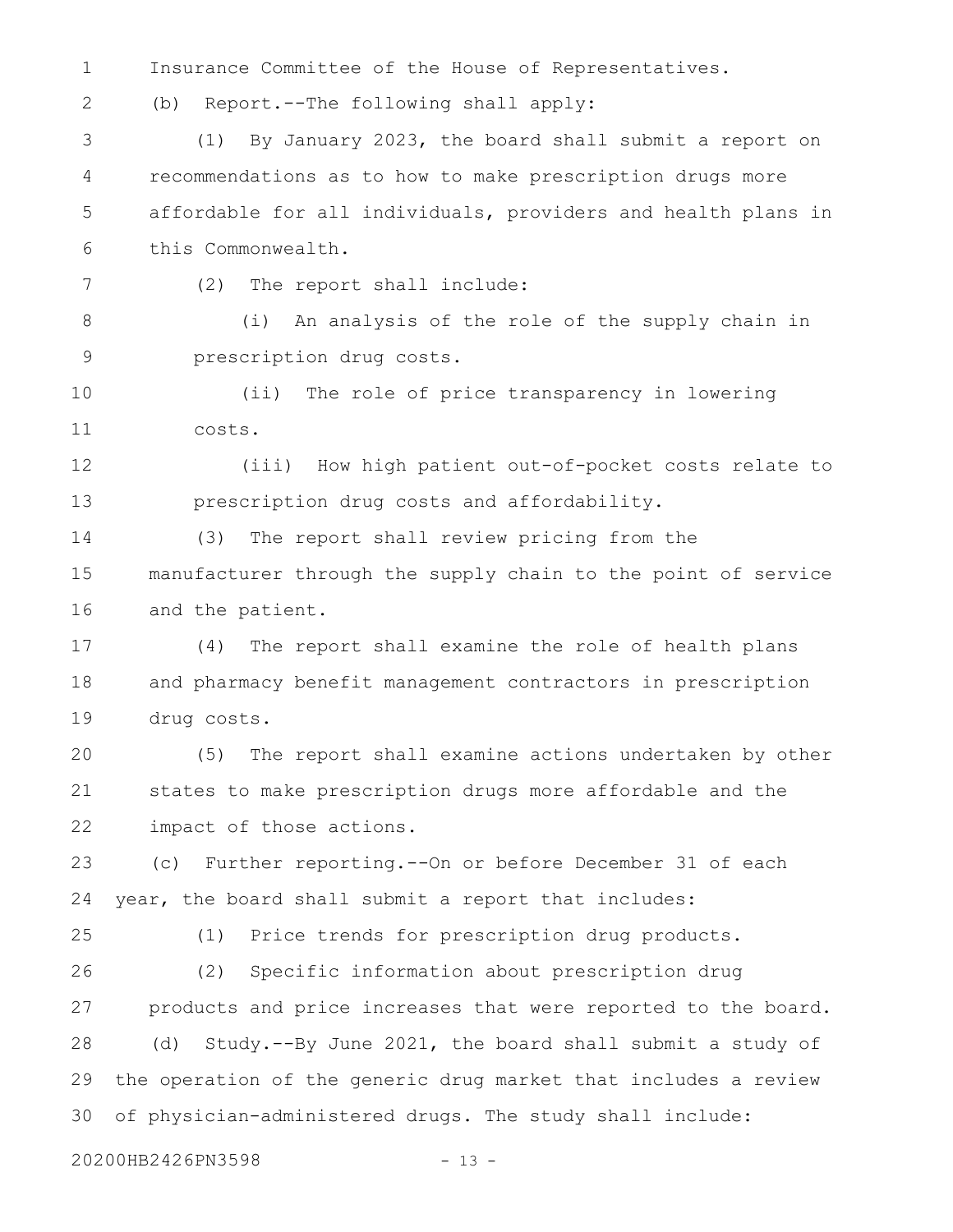Insurance Committee of the House of Representatives.

(b) Report.--The following shall apply:

(1) By January 2023, the board shall submit a report on recommendations as to how to make prescription drugs more affordable for all individuals, providers and health plans in this Commonwealth.

(2) The report shall include:

(i) An analysis of the role of the supply chain in prescription drug costs.

(ii) The role of price transparency in lowering costs.

(iii) How high patient out-of-pocket costs relate to prescription drug costs and affordability.

(3) The report shall review pricing from the manufacturer through the supply chain to the point of service and the patient.

(4) The report shall examine the role of health plans and pharmacy benefit management contractors in prescription drug costs.

(5) The report shall examine actions undertaken by other states to make prescription drugs more affordable and the impact of those actions.

(c) Further reporting.--On or before December 31 of each year, the board shall submit a report that includes:

(1) Price trends for prescription drug products.

(2) Specific information about prescription drug products and price increases that were reported to the board.

(d) Study.--By June 2021, the board shall submit a study of the operation of the generic drug market that includes a review of physician-administered drugs. The study shall include: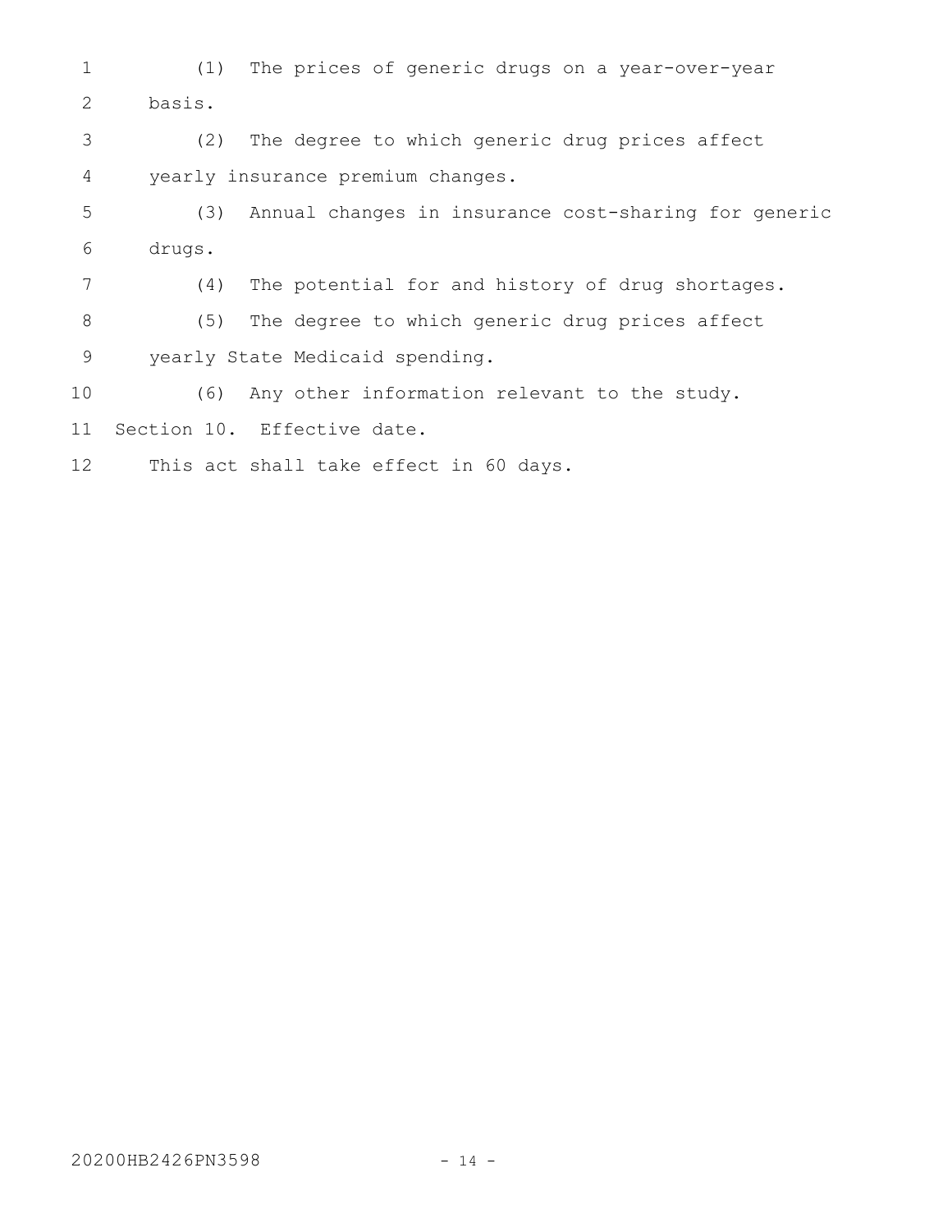(1) The prices of generic drugs on a year-over-year basis.

(2) The degree to which generic drug prices affect yearly insurance premium changes.

(3) Annual changes in insurance cost-sharing for generic drugs.

(4) The potential for and history of drug shortages.

(5) The degree to which generic drug prices affect yearly State Medicaid spending.

(6) Any other information relevant to the study.

Section 10. Effective date.

This act shall take effect in 60 days.